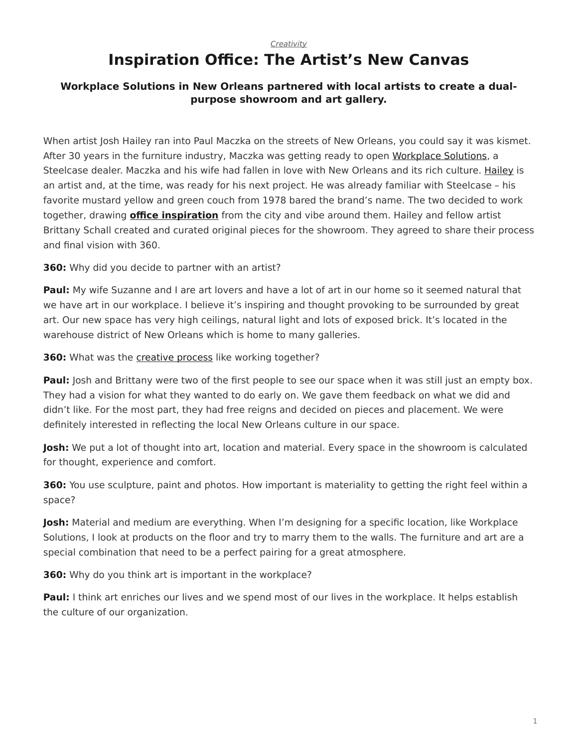*Creativity*

# Inspiration Office: The Artist's New Canvas

### Workplace Solutions in New Orleans partnered with local artists to create a dual-purpose showroom and art gallery.

When artist Josh Hailey ran into Paul Maczka on the streets of New Orleans, you could say it was kismet. After 30 years in the furniture industry, Maczka was getting ready to open Workplace Solutions, a Steelcase dealer. Maczka and his wife had fallen in love with New Orleans and its rich culture. Hailey is an artist and, at the time, was ready for his next project. He was already familiar with Steelcase – his favorite mustard yellow and green couch from 1978 bared the brand's name. The two decided to work together, drawing **office inspiration** from the city and vibe around them. Hailey and fellow artist Brittany Schall created and curated original pieces for the showroom. They agreed to share their process and final vision with 360.

**360:** Why did you decide to partner with an artist?

**Paul:** My wife Suzanne and I are art lovers and have a lot of art in our home so it seemed natural that we have art in our workplace. I believe it's inspiring and thought provoking to be surrounded by great art. Our new space has very high ceilings, natural light and lots of exposed brick. It's located in the warehouse district of New Orleans which is home to many galleries.

**360:** What was the creative process like working together?

**Paul:** Josh and Brittany were two of the first people to see our space when it was still just an empty box. They had a vision for what they wanted to do early on. We gave them feedback on what we did and didn't like. For the most part, they had free reigns and decided on pieces and placement. We were definitely interested in reflecting the local New Orleans culture in our space.

**Josh:** We put a lot of thought into art, location and material. Every space in the showroom is calculated for thought, experience and comfort.

**360:** You use sculpture, paint and photos. How important is materiality to getting the right feel within a space?

**Josh:** Material and medium are everything. When I'm designing for a specific location, like Workplace Solutions, I look at products on the floor and try to marry them to the walls. The furniture and art are a special combination that need to be a perfect pairing for a great atmosphere.

**360:** Why do you think art is important in the workplace?

**Paul:** I think art enriches our lives and we spend most of our lives in the workplace. It helps establish the culture of our organization.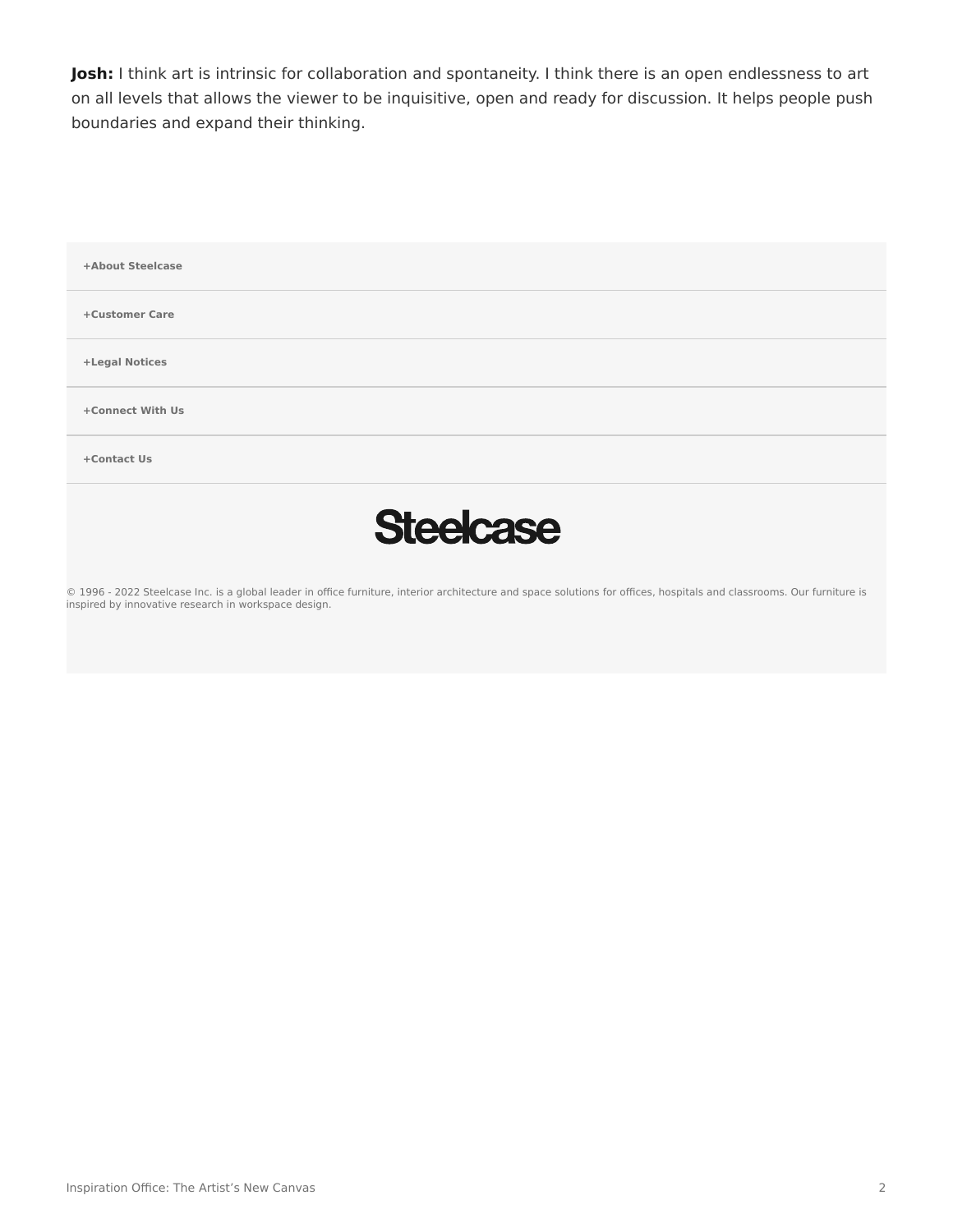**Josh:** I think art is intrinsic for collaboration and spontaneity. I think there is an open endlessness to art on all levels that allows the viewer to be inquisitive, open and ready for discussion. It helps people push boundaries and expand their thinking.

+About Steelcase

+Customer Care

+Legal Notices

+Connect With Us

+Contact Us

Steelcase

© 1996 - 2022 Steelcase Inc. is a global leader in office furniture, interior architecture and space solutions for offices, hospitals and classrooms. Our furniture is inspired by innovative research in workspace design.